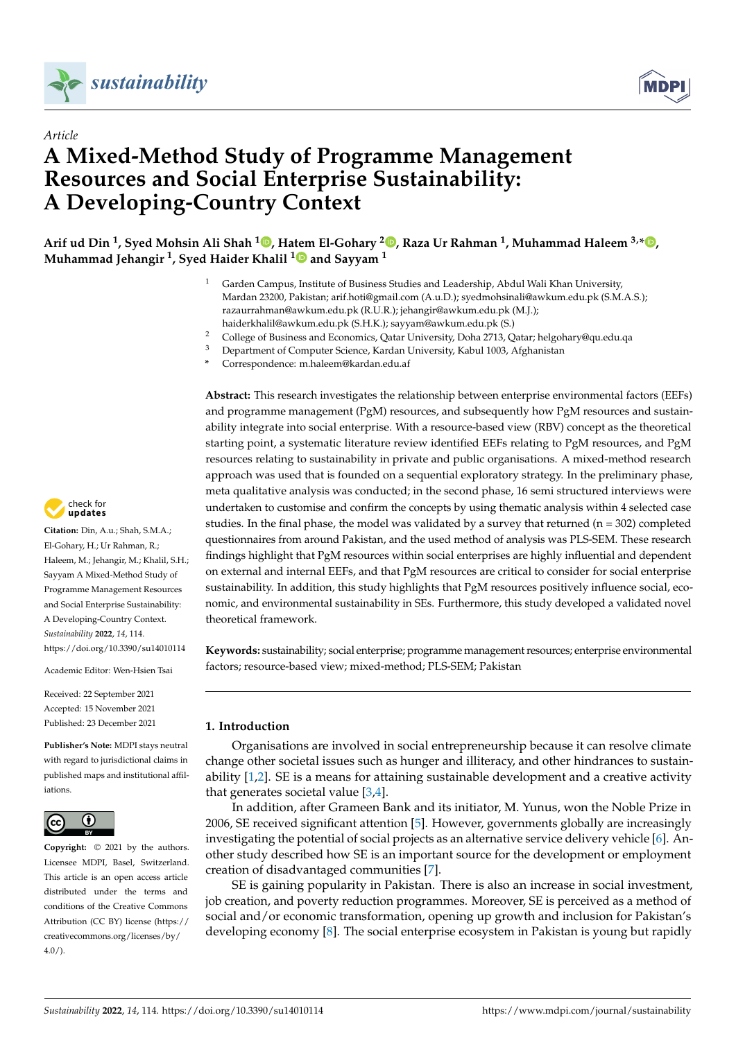*Article*

# A Mixed-Method Study of Programme Management Resources and Social Enterprise Sustainability: A Developing-Country Context

**Arif ud Din [1], Syed Mohsin Ali Shah [1], Hatem El-Gohary [2], Raza Ur Rahman [1], Muhammad Haleem [3,*], Muhammad Jehangir [1], Syed Haider Khalil [1] and Sayyam [1]**

[1] Garden Campus, Institute of Business Studies and Leadership, Abdul Wali Khan University, Mardan 23200, Pakistan; arif.hoti@gmail.com (A.u.D.); syedmohsinali@awkum.edu.pk (S.M.A.S.); razaurrahman@awkum.edu.pk (R.U.R.); jehangir@awkum.edu.pk (M.J.); haiderkhalil@awkum.edu.pk (S.H.K.); sayyam@awkum.edu.pk (S.)

[2] College of Business and Economics, Qatar University, Doha 2713, Qatar; helgohary@qu.edu.qa

[3] Department of Computer Science, Kardan University, Kabul 1003, Afghanistan

[*] Correspondence: m.haleem@kardan.edu.af

**Abstract:** This research investigates the relationship between enterprise environmental factors (EEFs) and programme management (PgM) resources, and subsequently how PgM resources and sustainability integrate into social enterprise. With a resource-based view (RBV) concept as the theoretical starting point, a systematic literature review identified EEFs relating to PgM resources, and PgM resources relating to sustainability in private and public organisations. A mixed-method research approach was used that is founded on a sequential exploratory strategy. In the preliminary phase, meta qualitative analysis was conducted; in the second phase, 16 semi structured interviews were undertaken to customise and confirm the concepts by using thematic analysis within 4 selected case studies. In the final phase, the model was validated by a survey that returned (n = 302) completed questionnaires from around Pakistan, and the used method of analysis was PLS-SEM. These research findings highlight that PgM resources within social enterprises are highly influential and dependent on external and internal EEFs, and that PgM resources are critical to consider for social enterprise sustainability. In addition, this study highlights that PgM resources positively influence social, economic, and environmental sustainability in SEs. Furthermore, this study developed a validated novel theoretical framework.

**Keywords:** sustainability; social enterprise; programme management resources; enterprise environmental factors; resource-based view; mixed-method; PLS-SEM; Pakistan

**Citation:** Din, A.u.; Shah, S.M.A.; El-Gohary, H.; Ur Rahman, R.; Haleem, M.; Jehangir, M.; Khalil, S.H.; Sayyam A Mixed-Method Study of Programme Management Resources and Social Enterprise Sustainability: A Developing-Country Context. *Sustainability* **2022**, *14*, 114. https://doi.org/10.3390/su14010114

Academic Editor: Wen-Hsien Tsai

Received: 22 September 2021
Accepted: 15 November 2021
Published: 23 December 2021

**Publisher's Note:** MDPI stays neutral with regard to jurisdictional claims in published maps and institutional affiliations.

**Copyright:** © 2021 by the authors. Licensee MDPI, Basel, Switzerland. This article is an open access article distributed under the terms and conditions of the Creative Commons Attribution (CC BY) license (https://creativecommons.org/licenses/by/4.0/).

## 1. Introduction

Organisations are involved in social entrepreneurship because it can resolve climate change other societal issues such as hunger and illiteracy, and other hindrances to sustainability [1,2]. SE is a means for attaining sustainable development and a creative activity that generates societal value [3,4].

In addition, after Grameen Bank and its initiator, M. Yunus, won the Noble Prize in 2006, SE received significant attention [5]. However, governments globally are increasingly investigating the potential of social projects as an alternative service delivery vehicle [6]. Another study described how SE is an important source for the development or employment creation of disadvantaged communities [7].

SE is gaining popularity in Pakistan. There is also an increase in social investment, job creation, and poverty reduction programmes. Moreover, SE is perceived as a method of social and/or economic transformation, opening up growth and inclusion for Pakistan's developing economy [8]. The social enterprise ecosystem in Pakistan is young but rapidly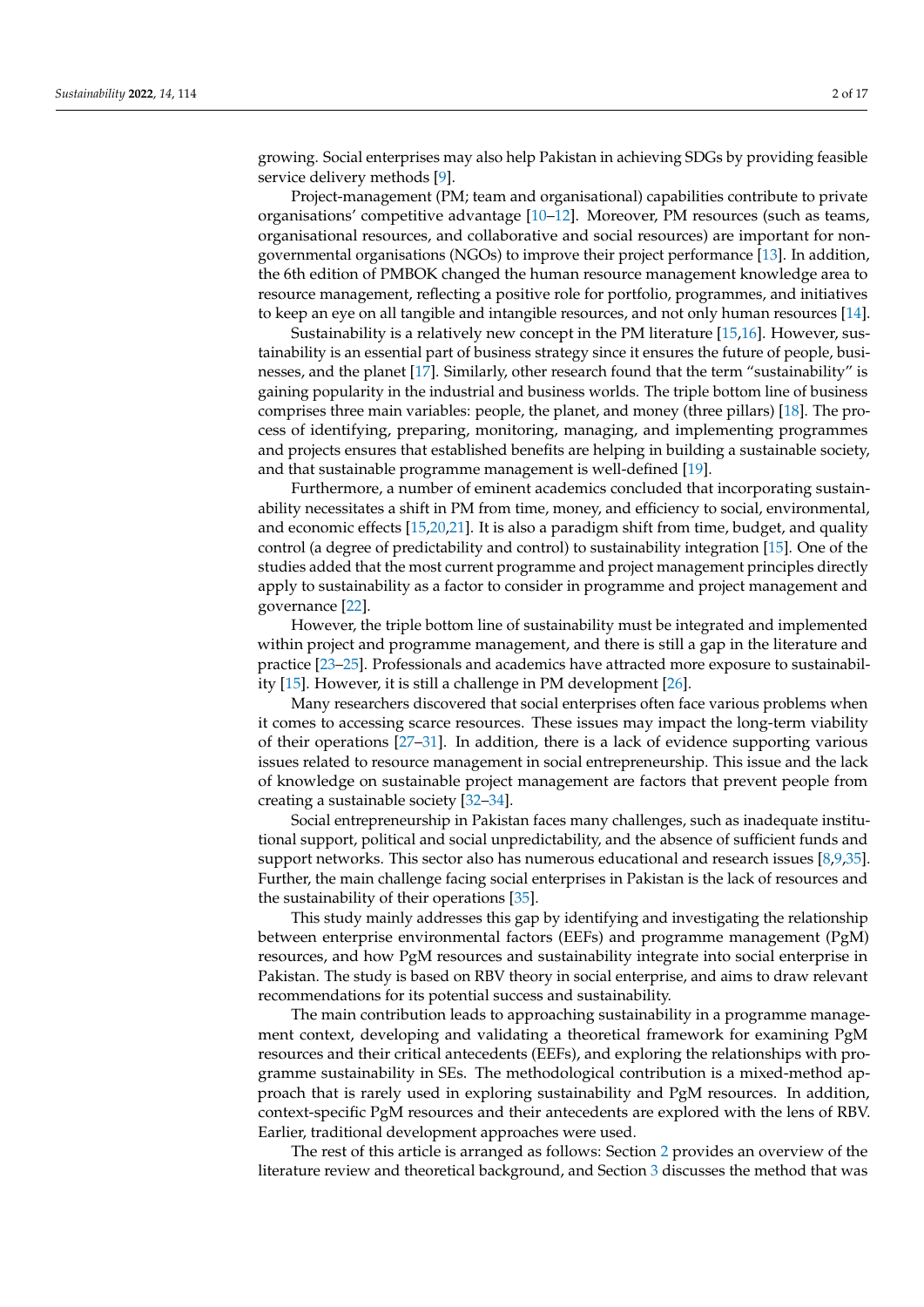growing. Social enterprises may also help Pakistan in achieving SDGs by providing feasible service delivery methods [9].

Project-management (PM; team and organisational) capabilities contribute to private organisations' competitive advantage [10–12]. Moreover, PM resources (such as teams, organisational resources, and collaborative and social resources) are important for non-governmental organisations (NGOs) to improve their project performance [13]. In addition, the 6th edition of PMBOK changed the human resource management knowledge area to resource management, reflecting a positive role for portfolio, programmes, and initiatives to keep an eye on all tangible and intangible resources, and not only human resources [14].

Sustainability is a relatively new concept in the PM literature [15,16]. However, sustainability is an essential part of business strategy since it ensures the future of people, businesses, and the planet [17]. Similarly, other research found that the term "sustainability" is gaining popularity in the industrial and business worlds. The triple bottom line of business comprises three main variables: people, the planet, and money (three pillars) [18]. The process of identifying, preparing, monitoring, managing, and implementing programmes and projects ensures that established benefits are helping in building a sustainable society, and that sustainable programme management is well-defined [19].

Furthermore, a number of eminent academics concluded that incorporating sustainability necessitates a shift in PM from time, money, and efficiency to social, environmental, and economic effects [15,20,21]. It is also a paradigm shift from time, budget, and quality control (a degree of predictability and control) to sustainability integration [15]. One of the studies added that the most current programme and project management principles directly apply to sustainability as a factor to consider in programme and project management and governance [22].

However, the triple bottom line of sustainability must be integrated and implemented within project and programme management, and there is still a gap in the literature and practice [23–25]. Professionals and academics have attracted more exposure to sustainability [15]. However, it is still a challenge in PM development [26].

Many researchers discovered that social enterprises often face various problems when it comes to accessing scarce resources. These issues may impact the long-term viability of their operations [27–31]. In addition, there is a lack of evidence supporting various issues related to resource management in social entrepreneurship. This issue and the lack of knowledge on sustainable project management are factors that prevent people from creating a sustainable society [32–34].

Social entrepreneurship in Pakistan faces many challenges, such as inadequate institutional support, political and social unpredictability, and the absence of sufficient funds and support networks. This sector also has numerous educational and research issues [8,9,35]. Further, the main challenge facing social enterprises in Pakistan is the lack of resources and the sustainability of their operations [35].

This study mainly addresses this gap by identifying and investigating the relationship between enterprise environmental factors (EEFs) and programme management (PgM) resources, and how PgM resources and sustainability integrate into social enterprise in Pakistan. The study is based on RBV theory in social enterprise, and aims to draw relevant recommendations for its potential success and sustainability.

The main contribution leads to approaching sustainability in a programme management context, developing and validating a theoretical framework for examining PgM resources and their critical antecedents (EEFs), and exploring the relationships with programme sustainability in SEs. The methodological contribution is a mixed-method approach that is rarely used in exploring sustainability and PgM resources. In addition, context-specific PgM resources and their antecedents are explored with the lens of RBV. Earlier, traditional development approaches were used.

The rest of this article is arranged as follows: Section 2 provides an overview of the literature review and theoretical background, and Section 3 discusses the method that was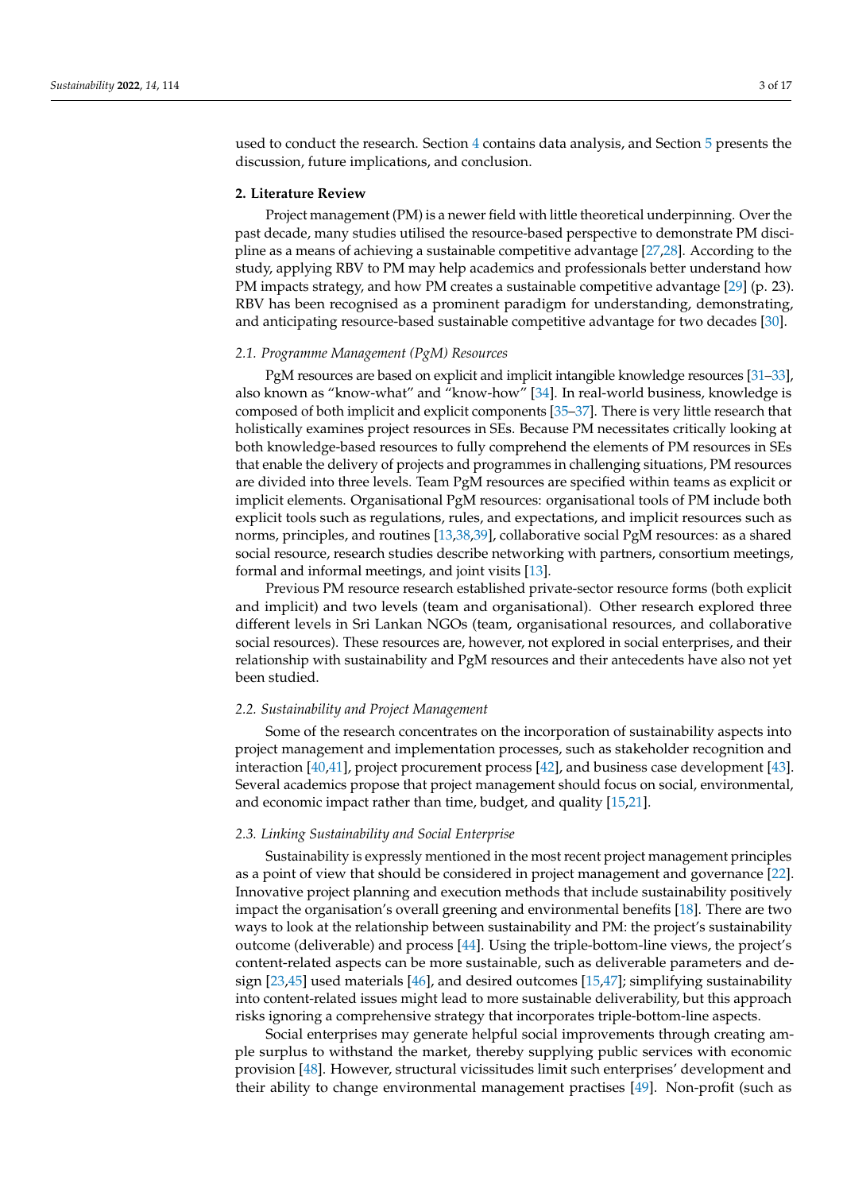used to conduct the research. Section 4 contains data analysis, and Section 5 presents the discussion, future implications, and conclusion.

## 2. Literature Review

Project management (PM) is a newer field with little theoretical underpinning. Over the past decade, many studies utilised the resource-based perspective to demonstrate PM discipline as a means of achieving a sustainable competitive advantage [27,28]. According to the study, applying RBV to PM may help academics and professionals better understand how PM impacts strategy, and how PM creates a sustainable competitive advantage [29] (p. 23). RBV has been recognised as a prominent paradigm for understanding, demonstrating, and anticipating resource-based sustainable competitive advantage for two decades [30].

### *2.1. Programme Management (PgM) Resources*

PgM resources are based on explicit and implicit intangible knowledge resources [31–33], also known as "know-what" and "know-how" [34]. In real-world business, knowledge is composed of both implicit and explicit components [35–37]. There is very little research that holistically examines project resources in SEs. Because PM necessitates critically looking at both knowledge-based resources to fully comprehend the elements of PM resources in SEs that enable the delivery of projects and programmes in challenging situations, PM resources are divided into three levels. Team PgM resources are specified within teams as explicit or implicit elements. Organisational PgM resources: organisational tools of PM include both explicit tools such as regulations, rules, and expectations, and implicit resources such as norms, principles, and routines [13,38,39], collaborative social PgM resources: as a shared social resource, research studies describe networking with partners, consortium meetings, formal and informal meetings, and joint visits [13].

Previous PM resource research established private-sector resource forms (both explicit and implicit) and two levels (team and organisational). Other research explored three different levels in Sri Lankan NGOs (team, organisational resources, and collaborative social resources). These resources are, however, not explored in social enterprises, and their relationship with sustainability and PgM resources and their antecedents have also not yet been studied.

### *2.2. Sustainability and Project Management*

Some of the research concentrates on the incorporation of sustainability aspects into project management and implementation processes, such as stakeholder recognition and interaction [40,41], project procurement process [42], and business case development [43]. Several academics propose that project management should focus on social, environmental, and economic impact rather than time, budget, and quality [15,21].

### *2.3. Linking Sustainability and Social Enterprise*

Sustainability is expressly mentioned in the most recent project management principles as a point of view that should be considered in project management and governance [22]. Innovative project planning and execution methods that include sustainability positively impact the organisation's overall greening and environmental benefits [18]. There are two ways to look at the relationship between sustainability and PM: the project's sustainability outcome (deliverable) and process [44]. Using the triple-bottom-line views, the project's content-related aspects can be more sustainable, such as deliverable parameters and design [23,45] used materials [46], and desired outcomes [15,47]; simplifying sustainability into content-related issues might lead to more sustainable deliverability, but this approach risks ignoring a comprehensive strategy that incorporates triple-bottom-line aspects.

Social enterprises may generate helpful social improvements through creating ample surplus to withstand the market, thereby supplying public services with economic provision [48]. However, structural vicissitudes limit such enterprises' development and their ability to change environmental management practises [49]. Non-profit (such as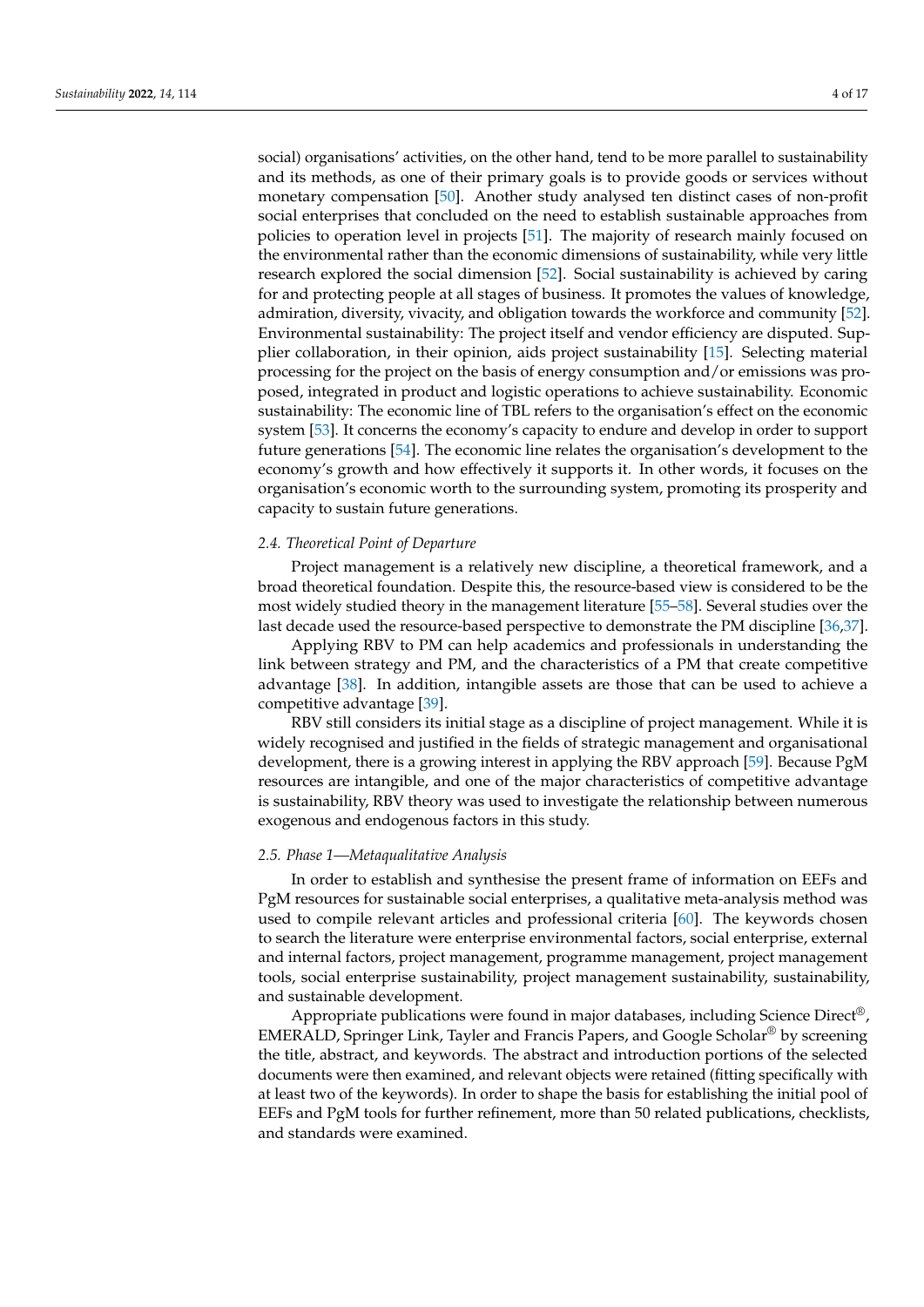social) organisations' activities, on the other hand, tend to be more parallel to sustainability and its methods, as one of their primary goals is to provide goods or services without monetary compensation [50]. Another study analysed ten distinct cases of non-profit social enterprises that concluded on the need to establish sustainable approaches from policies to operation level in projects [51]. The majority of research mainly focused on the environmental rather than the economic dimensions of sustainability, while very little research explored the social dimension [52]. Social sustainability is achieved by caring for and protecting people at all stages of business. It promotes the values of knowledge, admiration, diversity, vivacity, and obligation towards the workforce and community [52]. Environmental sustainability: The project itself and vendor efficiency are disputed. Supplier collaboration, in their opinion, aids project sustainability [15]. Selecting material processing for the project on the basis of energy consumption and/or emissions was proposed, integrated in product and logistic operations to achieve sustainability. Economic sustainability: The economic line of TBL refers to the organisation's effect on the economic system [53]. It concerns the economy's capacity to endure and develop in order to support future generations [54]. The economic line relates the organisation's development to the economy's growth and how effectively it supports it. In other words, it focuses on the organisation's economic worth to the surrounding system, promoting its prosperity and capacity to sustain future generations.

### *2.4. Theoretical Point of Departure*

Project management is a relatively new discipline, a theoretical framework, and a broad theoretical foundation. Despite this, the resource-based view is considered to be the most widely studied theory in the management literature [55–58]. Several studies over the last decade used the resource-based perspective to demonstrate the PM discipline [36,37].

Applying RBV to PM can help academics and professionals in understanding the link between strategy and PM, and the characteristics of a PM that create competitive advantage [38]. In addition, intangible assets are those that can be used to achieve a competitive advantage [39].

RBV still considers its initial stage as a discipline of project management. While it is widely recognised and justified in the fields of strategic management and organisational development, there is a growing interest in applying the RBV approach [59]. Because PgM resources are intangible, and one of the major characteristics of competitive advantage is sustainability, RBV theory was used to investigate the relationship between numerous exogenous and endogenous factors in this study.

### *2.5. Phase 1—Metaqualitative Analysis*

In order to establish and synthesise the present frame of information on EEFs and PgM resources for sustainable social enterprises, a qualitative meta-analysis method was used to compile relevant articles and professional criteria [60]. The keywords chosen to search the literature were enterprise environmental factors, social enterprise, external and internal factors, project management, programme management, project management tools, social enterprise sustainability, project management sustainability, sustainability, and sustainable development.

Appropriate publications were found in major databases, including Science Direct®, EMERALD, Springer Link, Tayler and Francis Papers, and Google Scholar® by screening the title, abstract, and keywords. The abstract and introduction portions of the selected documents were then examined, and relevant objects were retained (fitting specifically with at least two of the keywords). In order to shape the basis for establishing the initial pool of EEFs and PgM tools for further refinement, more than 50 related publications, checklists, and standards were examined.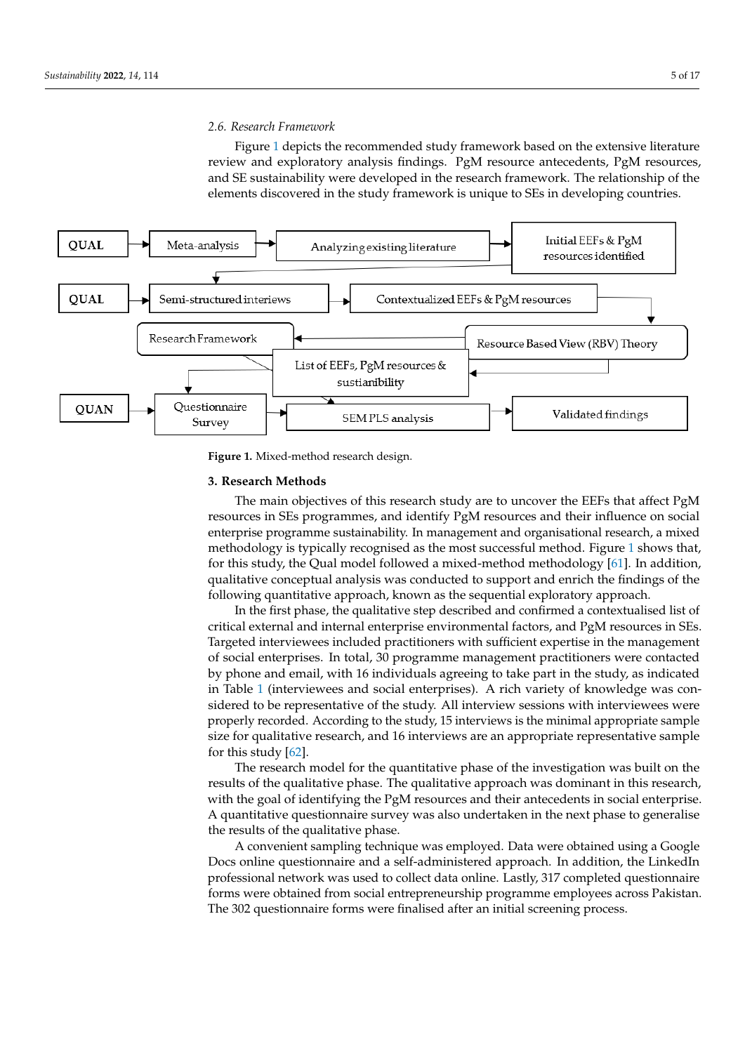*2.6. Research Framework*

Figure 1 depicts the recommended study framework based on the extensive literature review and exploratory analysis findings. PgM resource antecedents, PgM resources, and SE sustainability were developed in the research framework. The relationship of the elements discovered in the study framework is unique to SEs in developing countries.

**Figure 1.** Mixed-method research design.

## 3. Research Methods

The main objectives of this research study are to uncover the EEFs that affect PgM resources in SEs programmes, and identify PgM resources and their influence on social enterprise programme sustainability. In management and organisational research, a mixed methodology is typically recognised as the most successful method. Figure 1 shows that, for this study, the Qual model followed a mixed-method methodology [61]. In addition, qualitative conceptual analysis was conducted to support and enrich the findings of the following quantitative approach, known as the sequential exploratory approach.

In the first phase, the qualitative step described and confirmed a contextualised list of critical external and internal enterprise environmental factors, and PgM resources in SEs. Targeted interviewees included practitioners with sufficient expertise in the management of social enterprises. In total, 30 programme management practitioners were contacted by phone and email, with 16 individuals agreeing to take part in the study, as indicated in Table 1 (interviewees and social enterprises). A rich variety of knowledge was considered to be representative of the study. All interview sessions with interviewees were properly recorded. According to the study, 15 interviews is the minimal appropriate sample size for qualitative research, and 16 interviews are an appropriate representative sample for this study [62].

The research model for the quantitative phase of the investigation was built on the results of the qualitative phase. The qualitative approach was dominant in this research, with the goal of identifying the PgM resources and their antecedents in social enterprise. A quantitative questionnaire survey was also undertaken in the next phase to generalise the results of the qualitative phase.

A convenient sampling technique was employed. Data were obtained using a Google Docs online questionnaire and a self-administered approach. In addition, the LinkedIn professional network was used to collect data online. Lastly, 317 completed questionnaire forms were obtained from social entrepreneurship programme employees across Pakistan. The 302 questionnaire forms were finalised after an initial screening process.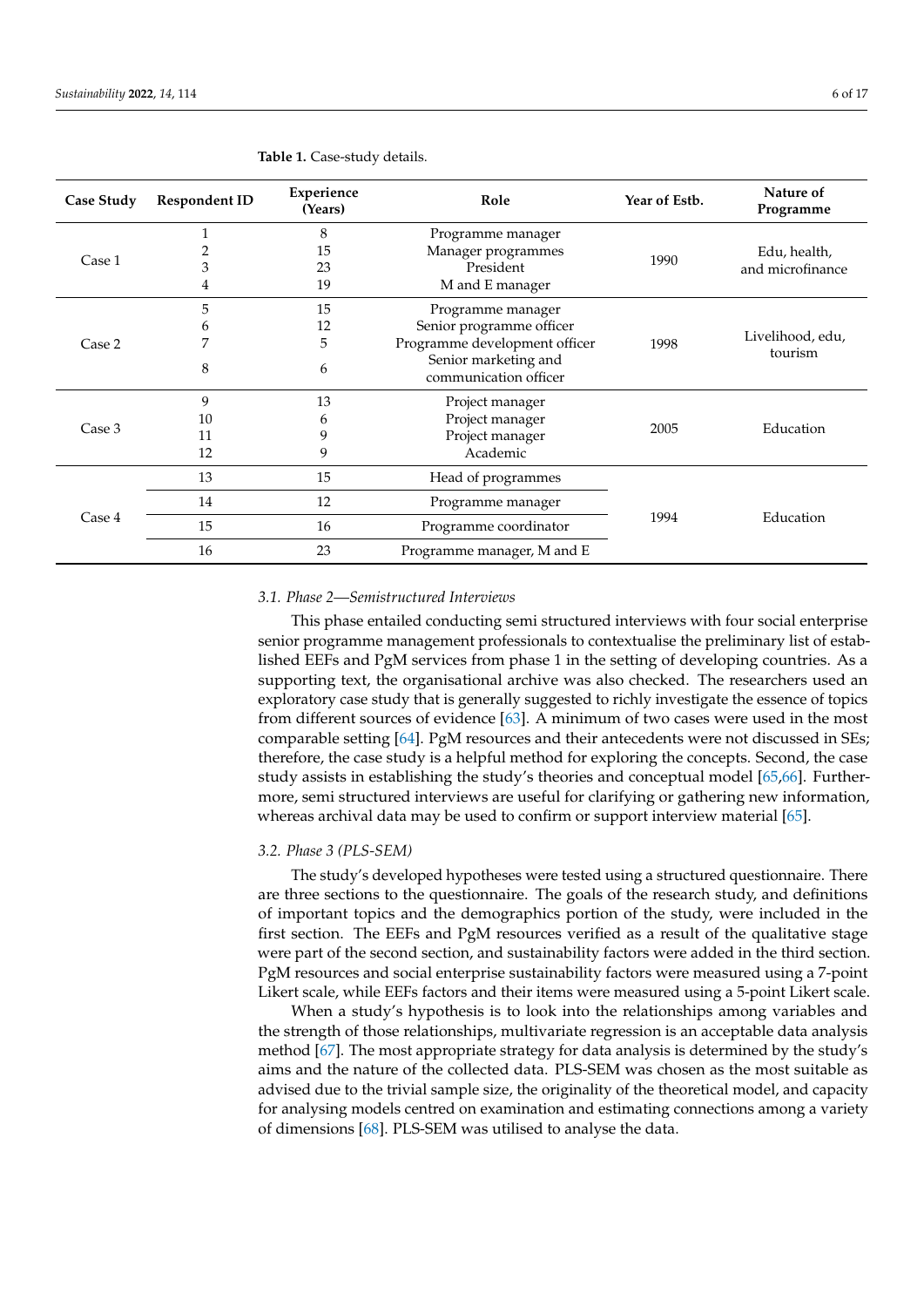**Table 1.** Case-study details.

| Case Study | Respondent ID | Experience (Years) | Role | Year of Estb. | Nature of Programme |
|---|---|---|---|---|---|
| Case 1 | 1 | 8 | Programme manager | 1990 | Edu, health, and microfinance |
| | 2 | 15 | Manager programmes | | |
| | 3 | 23 | President | | |
| | 4 | 19 | M and E manager | | |
| Case 2 | 5 | 15 | Programme manager | 1998 | Livelihood, edu, tourism |
| | 6 | 12 | Senior programme officer | | |
| | 7 | 5 | Programme development officer | | |
| | 8 | 6 | Senior marketing and communication officer | | |
| Case 3 | 9 | 13 | Project manager | 2005 | Education |
| | 10 | 6 | Project manager | | |
| | 11 | 9 | Project manager | | |
| | 12 | 9 | Academic | | |
| Case 4 | 13 | 15 | Head of programmes | 1994 | Education |
| | 14 | 12 | Programme manager | | |
| | 15 | 16 | Programme coordinator | | |
| | 16 | 23 | Programme manager, M and E | | |

### 3.1. Phase 2—Semistructured Interviews

This phase entailed conducting semi structured interviews with four social enterprise senior programme management professionals to contextualise the preliminary list of established EEFs and PgM services from phase 1 in the setting of developing countries. As a supporting text, the organisational archive was also checked. The researchers used an exploratory case study that is generally suggested to richly investigate the essence of topics from different sources of evidence [63]. A minimum of two cases were used in the most comparable setting [64]. PgM resources and their antecedents were not discussed in SEs; therefore, the case study is a helpful method for exploring the concepts. Second, the case study assists in establishing the study's theories and conceptual model [65,66]. Furthermore, semi structured interviews are useful for clarifying or gathering new information, whereas archival data may be used to confirm or support interview material [65].

### 3.2. Phase 3 (PLS-SEM)

The study's developed hypotheses were tested using a structured questionnaire. There are three sections to the questionnaire. The goals of the research study, and definitions of important topics and the demographics portion of the study, were included in the first section. The EEFs and PgM resources verified as a result of the qualitative stage were part of the second section, and sustainability factors were added in the third section. PgM resources and social enterprise sustainability factors were measured using a 7-point Likert scale, while EEFs factors and their items were measured using a 5-point Likert scale.

When a study's hypothesis is to look into the relationships among variables and the strength of those relationships, multivariate regression is an acceptable data analysis method [67]. The most appropriate strategy for data analysis is determined by the study's aims and the nature of the collected data. PLS-SEM was chosen as the most suitable as advised due to the trivial sample size, the originality of the theoretical model, and capacity for analysing models centred on examination and estimating connections among a variety of dimensions [68]. PLS-SEM was utilised to analyse the data.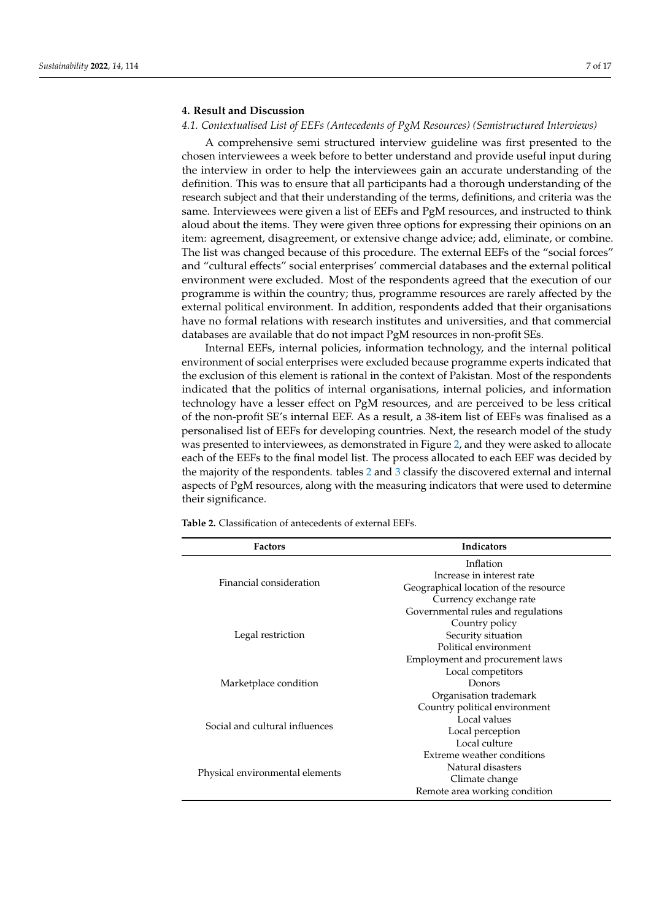## 4. Result and Discussion

### *4.1. Contextualised List of EEFs (Antecedents of PgM Resources) (Semistructured Interviews)*

A comprehensive semi structured interview guideline was first presented to the chosen interviewees a week before to better understand and provide useful input during the interview in order to help the interviewees gain an accurate understanding of the definition. This was to ensure that all participants had a thorough understanding of the research subject and that their understanding of the terms, definitions, and criteria was the same. Interviewees were given a list of EEFs and PgM resources, and instructed to think aloud about the items. They were given three options for expressing their opinions on an item: agreement, disagreement, or extensive change advice; add, eliminate, or combine. The list was changed because of this procedure. The external EEFs of the "social forces" and "cultural effects" social enterprises' commercial databases and the external political environment were excluded. Most of the respondents agreed that the execution of our programme is within the country; thus, programme resources are rarely affected by the external political environment. In addition, respondents added that their organisations have no formal relations with research institutes and universities, and that commercial databases are available that do not impact PgM resources in non-profit SEs.

Internal EEFs, internal policies, information technology, and the internal political environment of social enterprises were excluded because programme experts indicated that the exclusion of this element is rational in the context of Pakistan. Most of the respondents indicated that the politics of internal organisations, internal policies, and information technology have a lesser effect on PgM resources, and are perceived to be less critical of the non-profit SE's internal EEF. As a result, a 38-item list of EEFs was finalised as a personalised list of EEFs for developing countries. Next, the research model of the study was presented to interviewees, as demonstrated in Figure 2, and they were asked to allocate each of the EEFs to the final model list. The process allocated to each EEF was decided by the majority of the respondents. tables 2 and 3 classify the discovered external and internal aspects of PgM resources, along with the measuring indicators that were used to determine their significance.

**Table 2.** Classification of antecedents of external EEFs.

| Factors | Indicators |
|---|---|
| Financial consideration | Inflation<br>Increase in interest rate<br>Geographical location of the resource<br>Currency exchange rate |
| Legal restriction | Governmental rules and regulations<br>Country policy<br>Security situation<br>Political environment<br>Employment and procurement laws |
| Marketplace condition | Local competitors<br>Donors<br>Organisation trademark<br>Country political environment |
| Social and cultural influences | Local values<br>Local perception<br>Local culture |
| Physical environmental elements | Extreme weather conditions<br>Natural disasters<br>Climate change<br>Remote area working condition |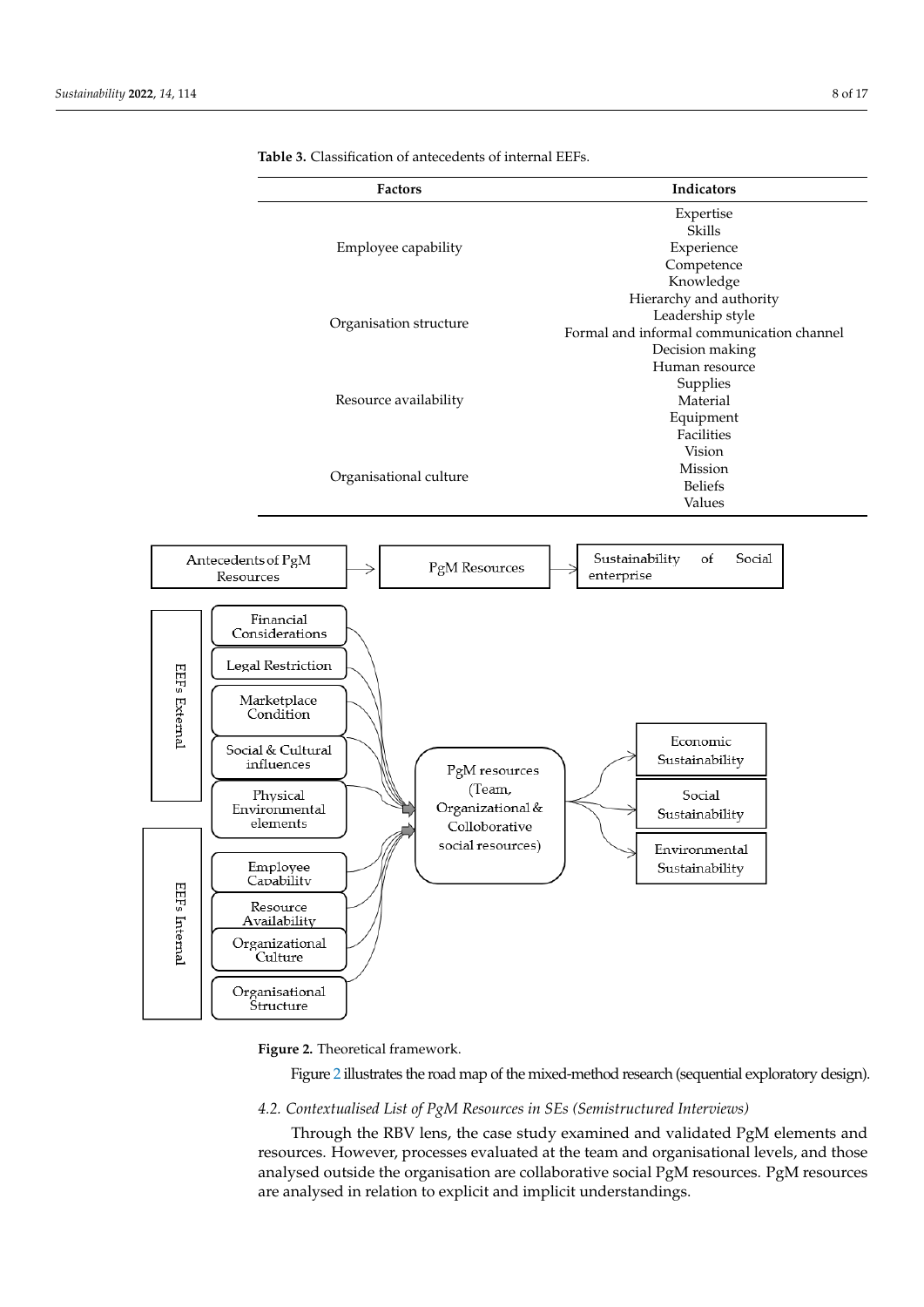**Table 3.** Classification of antecedents of internal EEFs.

| Factors | Indicators |
| --- | --- |
| Employee capability | Expertise<br>Skills<br>Experience<br>Competence<br>Knowledge |
| Organisation structure | Hierarchy and authority<br>Leadership style<br>Formal and informal communication channel<br>Decision making |
| Resource availability | Human resource<br>Supplies<br>Material<br>Equipment<br>Facilities |
| Organisational culture | Vision<br>Mission<br>Beliefs<br>Values |

**Figure 2.** Theoretical framework.

Figure 2 illustrates the road map of the mixed-method research (sequential exploratory design).

### *4.2. Contextualised List of PgM Resources in SEs (Semistructured Interviews)*

Through the RBV lens, the case study examined and validated PgM elements and resources. However, processes evaluated at the team and organisational levels, and those analysed outside the organisation are collaborative social PgM resources. PgM resources are analysed in relation to explicit and implicit understandings.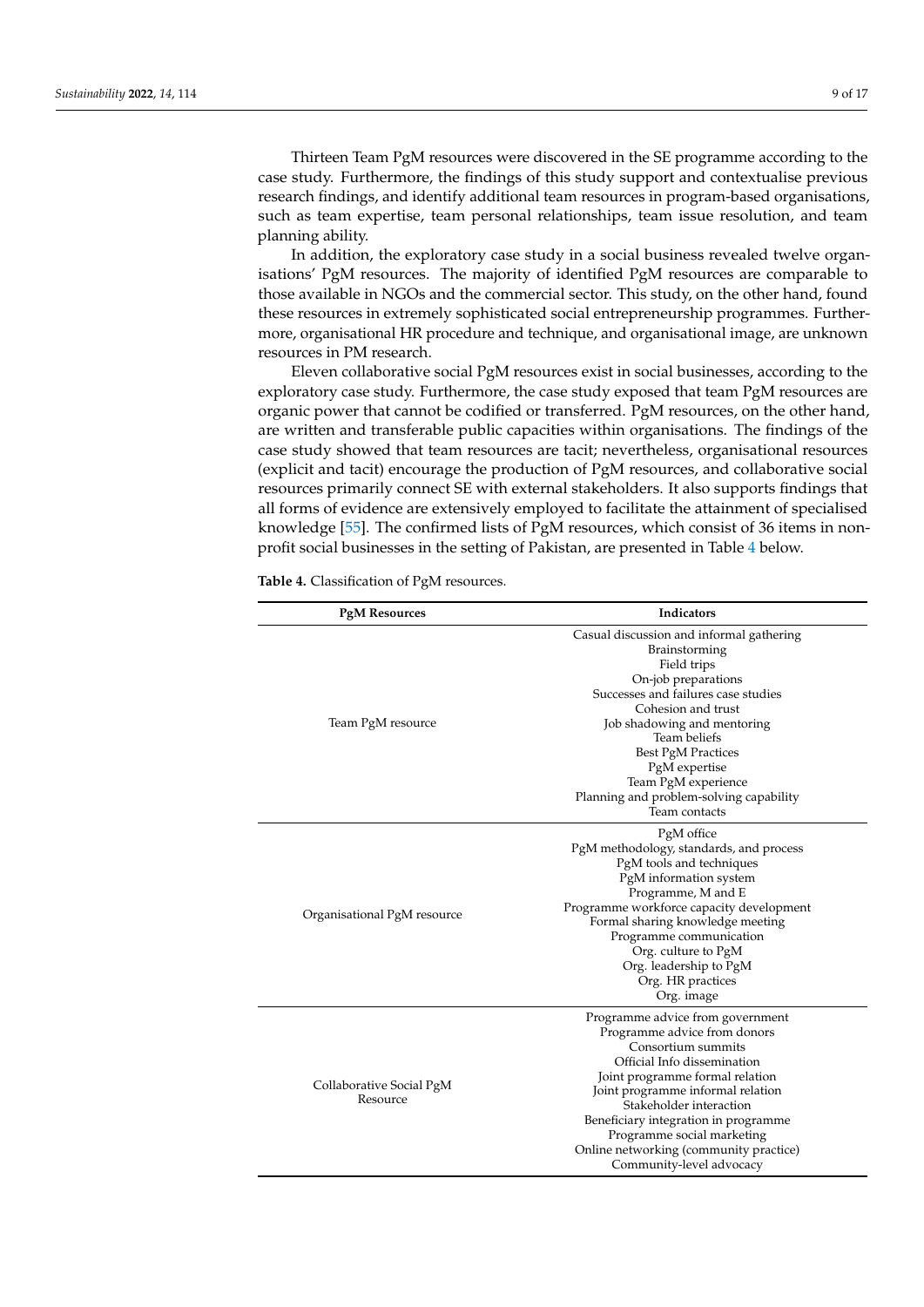Thirteen Team PgM resources were discovered in the SE programme according to the case study. Furthermore, the findings of this study support and contextualise previous research findings, and identify additional team resources in program-based organisations, such as team expertise, team personal relationships, team issue resolution, and team planning ability.

In addition, the exploratory case study in a social business revealed twelve organisations' PgM resources. The majority of identified PgM resources are comparable to those available in NGOs and the commercial sector. This study, on the other hand, found these resources in extremely sophisticated social entrepreneurship programmes. Furthermore, organisational HR procedure and technique, and organisational image, are unknown resources in PM research.

Eleven collaborative social PgM resources exist in social businesses, according to the exploratory case study. Furthermore, the case study exposed that team PgM resources are organic power that cannot be codified or transferred. PgM resources, on the other hand, are written and transferable public capacities within organisations. The findings of the case study showed that team resources are tacit; nevertheless, organisational resources (explicit and tacit) encourage the production of PgM resources, and collaborative social resources primarily connect SE with external stakeholders. It also supports findings that all forms of evidence are extensively employed to facilitate the attainment of specialised knowledge [55]. The confirmed lists of PgM resources, which consist of 36 items in non-profit social businesses in the setting of Pakistan, are presented in Table 4 below.

**Table 4.** Classification of PgM resources.

| PgM Resources | Indicators |
|---|---|
| Team PgM resource | Casual discussion and informal gathering |
| | Brainstorming |
| | Field trips |
| | On-job preparations |
| | Successes and failures case studies |
| | Cohesion and trust |
| | Job shadowing and mentoring |
| | Team beliefs |
| | Best PgM Practices |
| | PgM expertise |
| | Team PgM experience |
| | Planning and problem-solving capability |
| | Team contacts |
| Organisational PgM resource | PgM office |
| | PgM methodology, standards, and process |
| | PgM tools and techniques |
| | PgM information system |
| | Programme, M and E |
| | Programme workforce capacity development |
| | Formal sharing knowledge meeting |
| | Programme communication |
| | Org. culture to PgM |
| | Org. leadership to PgM |
| | Org. HR practices |
| | Org. image |
| Collaborative Social PgM Resource | Programme advice from government |
| | Programme advice from donors |
| | Consortium summits |
| | Official Info dissemination |
| | Joint programme formal relation |
| | Joint programme informal relation |
| | Stakeholder interaction |
| | Beneficiary integration in programme |
| | Programme social marketing |
| | Online networking (community practice) |
| | Community-level advocacy |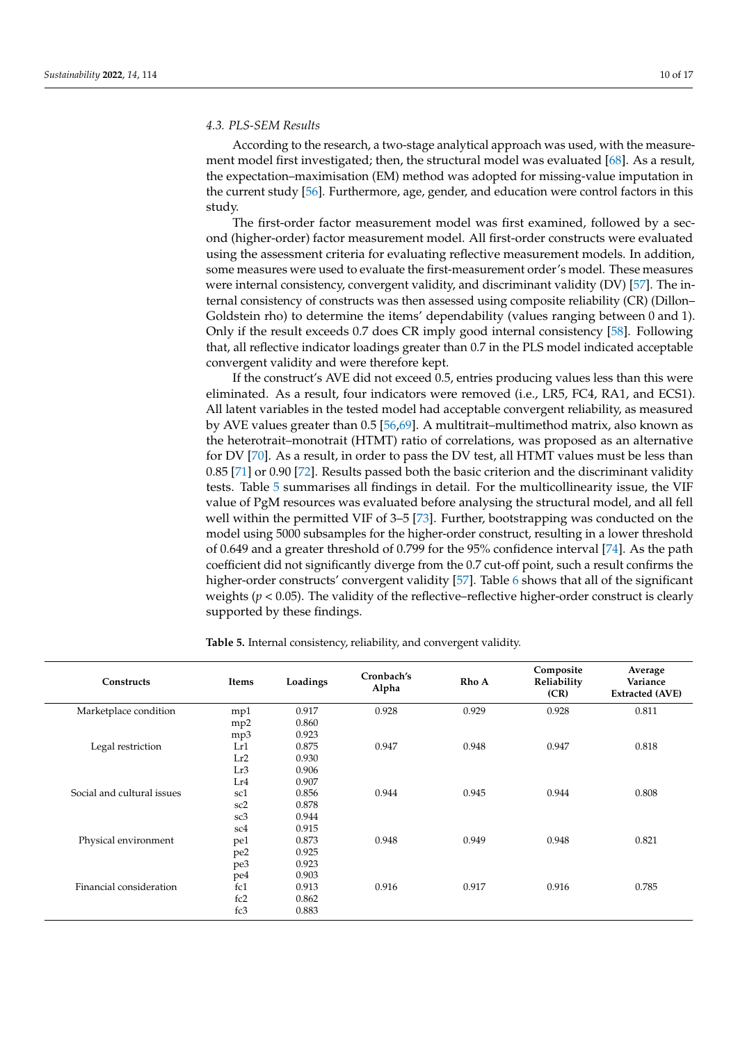### 4.3. PLS-SEM Results

According to the research, a two-stage analytical approach was used, with the measurement model first investigated; then, the structural model was evaluated [68]. As a result, the expectation–maximisation (EM) method was adopted for missing-value imputation in the current study [56]. Furthermore, age, gender, and education were control factors in this study.

The first-order factor measurement model was first examined, followed by a second (higher-order) factor measurement model. All first-order constructs were evaluated using the assessment criteria for evaluating reflective measurement models. In addition, some measures were used to evaluate the first-measurement order's model. These measures were internal consistency, convergent validity, and discriminant validity (DV) [57]. The internal consistency of constructs was then assessed using composite reliability (CR) (Dillon–Goldstein rho) to determine the items' dependability (values ranging between 0 and 1). Only if the result exceeds 0.7 does CR imply good internal consistency [58]. Following that, all reflective indicator loadings greater than 0.7 in the PLS model indicated acceptable convergent validity and were therefore kept.

If the construct's AVE did not exceed 0.5, entries producing values less than this were eliminated. As a result, four indicators were removed (i.e., LR5, FC4, RA1, and ECS1). All latent variables in the tested model had acceptable convergent reliability, as measured by AVE values greater than 0.5 [56,69]. A multitrait–multimethod matrix, also known as the heterotrait–monotrait (HTMT) ratio of correlations, was proposed as an alternative for DV [70]. As a result, in order to pass the DV test, all HTMT values must be less than 0.85 [71] or 0.90 [72]. Results passed both the basic criterion and the discriminant validity tests. Table 5 summarises all findings in detail. For the multicollinearity issue, the VIF value of PgM resources was evaluated before analysing the structural model, and all fell well within the permitted VIF of 3–5 [73]. Further, bootstrapping was conducted on the model using 5000 subsamples for the higher-order construct, resulting in a lower threshold of 0.649 and a greater threshold of 0.799 for the 95% confidence interval [74]. As the path coefficient did not significantly diverge from the 0.7 cut-off point, such a result confirms the higher-order constructs' convergent validity [57]. Table 6 shows that all of the significant weights ($p < 0.05$). The validity of the reflective–reflective higher-order construct is clearly supported by these findings.

**Table 5.** Internal consistency, reliability, and convergent validity.

| Constructs | Items | Loadings | Cronbach's Alpha | Rho A | Composite Reliability (CR) | Average Variance Extracted (AVE) |
|---|---|---|---|---|---|---|
| Marketplace condition | mp1 | 0.917 | 0.928 | 0.929 | 0.928 | 0.811 |
| | mp2 | 0.860 | | | | |
| | mp3 | 0.923 | | | | |
| Legal restriction | Lr1 | 0.875 | 0.947 | 0.948 | 0.947 | 0.818 |
| | Lr2 | 0.930 | | | | |
| | Lr3 | 0.906 | | | | |
| | Lr4 | 0.907 | | | | |
| Social and cultural issues | sc1 | 0.856 | 0.944 | 0.945 | 0.944 | 0.808 |
| | sc2 | 0.878 | | | | |
| | sc3 | 0.944 | | | | |
| | sc4 | 0.915 | | | | |
| Physical environment | pe1 | 0.873 | 0.948 | 0.949 | 0.948 | 0.821 |
| | pe2 | 0.925 | | | | |
| | pe3 | 0.923 | | | | |
| | pe4 | 0.903 | | | | |
| Financial consideration | fc1 | 0.913 | 0.916 | 0.917 | 0.916 | 0.785 |
| | fc2 | 0.862 | | | | |
| | fc3 | 0.883 | | | | |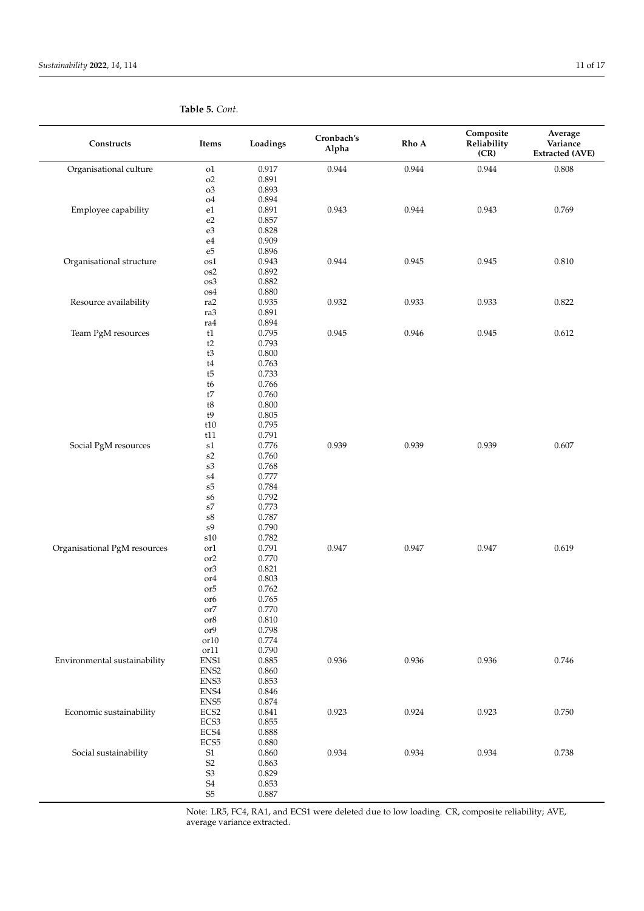**Table 5.** *Cont.*

| Constructs | Items | Loadings | Cronbach's Alpha | Rho A | Composite Reliability (CR) | Average Variance Extracted (AVE) |
|---|---|---|---|---|---|---|
| Organisational culture | o1 | 0.917 | 0.944 | 0.944 | 0.944 | 0.808 |
| | o2 | 0.891 | | | | |
| | o3 | 0.893 | | | | |
| | o4 | 0.894 | | | | |
| Employee capability | e1 | 0.891 | 0.943 | 0.944 | 0.943 | 0.769 |
| | e2 | 0.857 | | | | |
| | e3 | 0.828 | | | | |
| | e4 | 0.909 | | | | |
| | e5 | 0.896 | | | | |
| Organisational structure | os1 | 0.943 | 0.944 | 0.945 | 0.945 | 0.810 |
| | os2 | 0.892 | | | | |
| | os3 | 0.882 | | | | |
| | os4 | 0.880 | | | | |
| Resource availability | ra2 | 0.935 | 0.932 | 0.933 | 0.933 | 0.822 |
| | ra3 | 0.891 | | | | |
| | ra4 | 0.894 | | | | |
| Team PgM resources | t1 | 0.795 | 0.945 | 0.946 | 0.945 | 0.612 |
| | t2 | 0.793 | | | | |
| | t3 | 0.800 | | | | |
| | t4 | 0.763 | | | | |
| | t5 | 0.733 | | | | |
| | t6 | 0.766 | | | | |
| | t7 | 0.760 | | | | |
| | t8 | 0.800 | | | | |
| | t9 | 0.805 | | | | |
| | t10 | 0.795 | | | | |
| | t11 | 0.791 | | | | |
| Social PgM resources | s1 | 0.776 | 0.939 | 0.939 | 0.939 | 0.607 |
| | s2 | 0.760 | | | | |
| | s3 | 0.768 | | | | |
| | s4 | 0.777 | | | | |
| | s5 | 0.784 | | | | |
| | s6 | 0.792 | | | | |
| | s7 | 0.773 | | | | |
| | s8 | 0.787 | | | | |
| | s9 | 0.790 | | | | |
| | s10 | 0.782 | | | | |
| Organisational PgM resources | or1 | 0.791 | 0.947 | 0.947 | 0.947 | 0.619 |
| | or2 | 0.770 | | | | |
| | or3 | 0.821 | | | | |
| | or4 | 0.803 | | | | |
| | or5 | 0.762 | | | | |
| | or6 | 0.765 | | | | |
| | or7 | 0.770 | | | | |
| | or8 | 0.810 | | | | |
| | or9 | 0.798 | | | | |
| | or10 | 0.774 | | | | |
| | or11 | 0.790 | | | | |
| Environmental sustainability | ENS1 | 0.885 | 0.936 | 0.936 | 0.936 | 0.746 |
| | ENS2 | 0.860 | | | | |
| | ENS3 | 0.853 | | | | |
| | ENS4 | 0.846 | | | | |
| | ENS5 | 0.874 | | | | |
| Economic sustainability | ECS2 | 0.841 | 0.923 | 0.924 | 0.923 | 0.750 |
| | ECS3 | 0.855 | | | | |
| | ECS4 | 0.888 | | | | |
| | ECS5 | 0.880 | | | | |
| Social sustainability | S1 | 0.860 | 0.934 | 0.934 | 0.934 | 0.738 |
| | S2 | 0.863 | | | | |
| | S3 | 0.829 | | | | |
| | S4 | 0.853 | | | | |
| | S5 | 0.887 | | | | |

Note: LR5, FC4, RA1, and ECS1 were deleted due to low loading. CR, composite reliability; AVE, average variance extracted.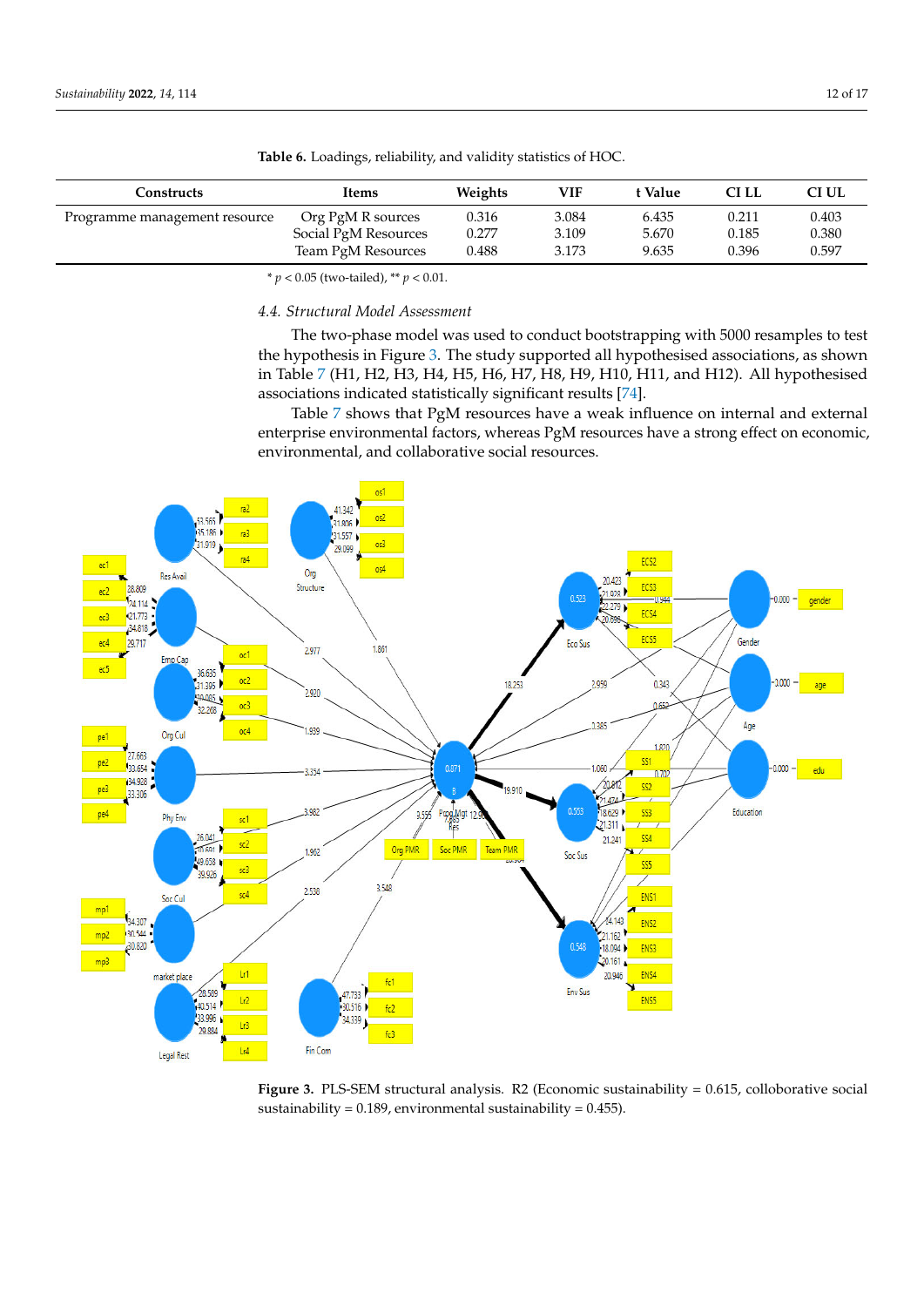**Table 6.** Loadings, reliability, and validity statistics of HOC.

| Constructs | Items | Weights | VIF | t Value | CI LL | CI UL |
|---|---|---|---|---|---|---|
| Programme management resource | Org PgM R sources | 0.316 | 3.084 | 6.435 | 0.211 | 0.403 |
| | Social PgM Resources | 0.277 | 3.109 | 5.670 | 0.185 | 0.380 |
| | Team PgM Resources | 0.488 | 3.173 | 9.635 | 0.396 | 0.597 |

* $p < 0.05$ (two-tailed), ** $p < 0.01$.

### 4.4. Structural Model Assessment

The two-phase model was used to conduct bootstrapping with 5000 resamples to test the hypothesis in Figure 3. The study supported all hypothesised associations, as shown in Table 7 (H1, H2, H3, H4, H5, H6, H7, H8, H9, H10, H11, and H12). All hypothesised associations indicated statistically significant results [74].

Table 7 shows that PgM resources have a weak influence on internal and external enterprise environmental factors, whereas PgM resources have a strong effect on economic, environmental, and collaborative social resources.

**Figure 3.** PLS-SEM structural analysis. R2 (Economic sustainability = 0.615, colloborative social sustainability = 0.189, environmental sustainability = 0.455).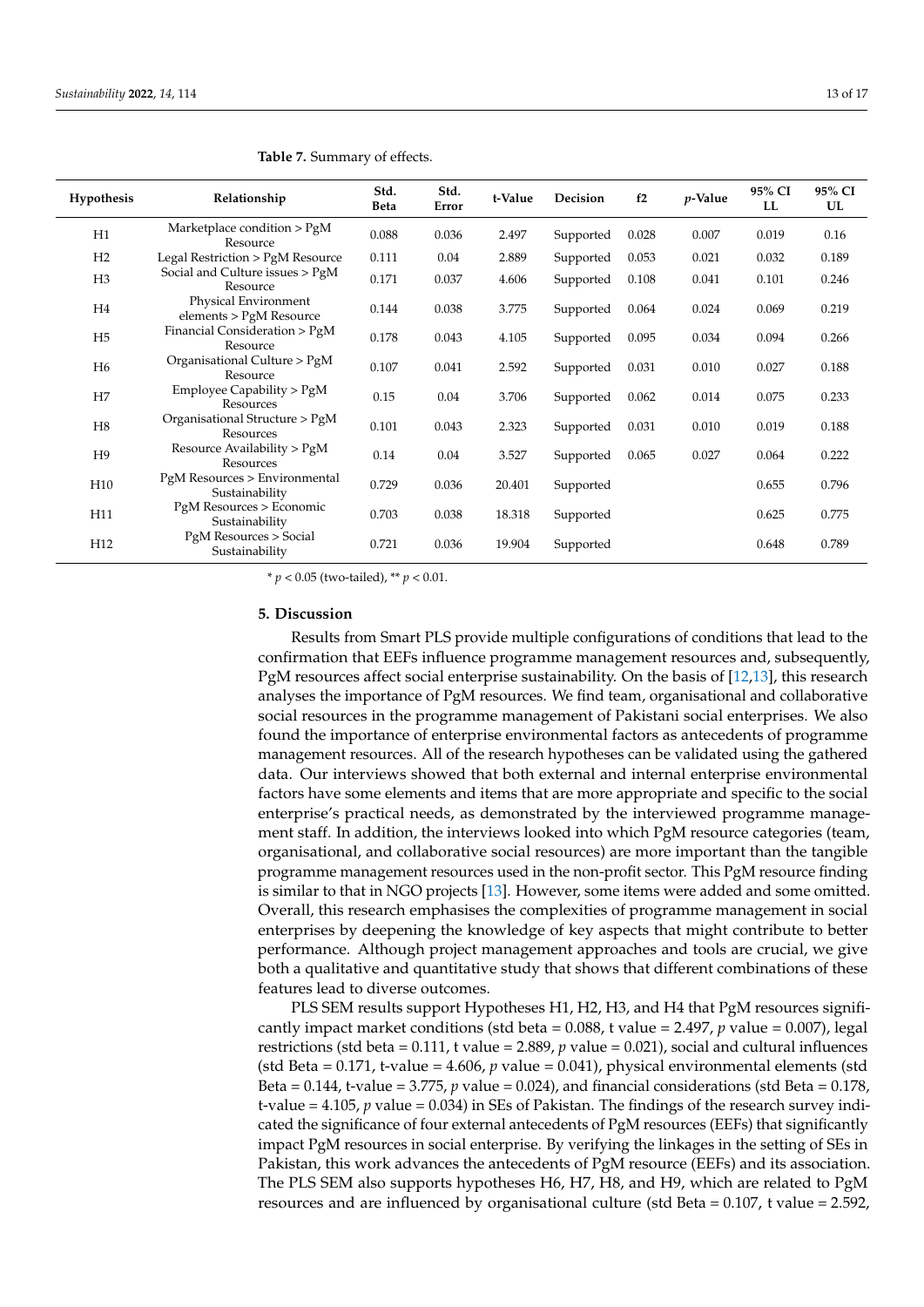**Table 7.** Summary of effects.

| Hypothesis | Relationship | Std. Beta | Std. Error | t-Value | Decision | f2 | *p*-Value | 95% CI LL | 95% CI UL |
|---|---|---|---|---|---|---|---|---|---|
| H1 | Marketplace condition > PgM Resource | 0.088 | 0.036 | 2.497 | Supported | 0.028 | 0.007 | 0.019 | 0.16 |
| H2 | Legal Restriction > PgM Resource | 0.111 | 0.04 | 2.889 | Supported | 0.053 | 0.021 | 0.032 | 0.189 |
| H3 | Social and Culture issues > PgM Resource | 0.171 | 0.037 | 4.606 | Supported | 0.108 | 0.041 | 0.101 | 0.246 |
| H4 | Physical Environment elements > PgM Resource | 0.144 | 0.038 | 3.775 | Supported | 0.064 | 0.024 | 0.069 | 0.219 |
| H5 | Financial Consideration > PgM Resource | 0.178 | 0.043 | 4.105 | Supported | 0.095 | 0.034 | 0.094 | 0.266 |
| H6 | Organisational Culture > PgM Resource | 0.107 | 0.041 | 2.592 | Supported | 0.031 | 0.010 | 0.027 | 0.188 |
| H7 | Employee Capability > PgM Resources | 0.15 | 0.04 | 3.706 | Supported | 0.062 | 0.014 | 0.075 | 0.233 |
| H8 | Organisational Structure > PgM Resources | 0.101 | 0.043 | 2.323 | Supported | 0.031 | 0.010 | 0.019 | 0.188 |
| H9 | Resource Availability > PgM Resources | 0.14 | 0.04 | 3.527 | Supported | 0.065 | 0.027 | 0.064 | 0.222 |
| H10 | PgM Resources > Environmental Sustainability | 0.729 | 0.036 | 20.401 | Supported | | | 0.655 | 0.796 |
| H11 | PgM Resources > Economic Sustainability | 0.703 | 0.038 | 18.318 | Supported | | | 0.625 | 0.775 |
| H12 | PgM Resources > Social Sustainability | 0.721 | 0.036 | 19.904 | Supported | | | 0.648 | 0.789 |

\* $p < 0.05$ (two-tailed), \*\* $p < 0.01$.

## 5. Discussion

Results from Smart PLS provide multiple configurations of conditions that lead to the confirmation that EEFs influence programme management resources and, subsequently, PgM resources affect social enterprise sustainability. On the basis of [12,13], this research analyses the importance of PgM resources. We find team, organisational and collaborative social resources in the programme management of Pakistani social enterprises. We also found the importance of enterprise environmental factors as antecedents of programme management resources. All of the research hypotheses can be validated using the gathered data. Our interviews showed that both external and internal enterprise environmental factors have some elements and items that are more appropriate and specific to the social enterprise's practical needs, as demonstrated by the interviewed programme management staff. In addition, the interviews looked into which PgM resource categories (team, organisational, and collaborative social resources) are more important than the tangible programme management resources used in the non-profit sector. This PgM resource finding is similar to that in NGO projects [13]. However, some items were added and some omitted. Overall, this research emphasises the complexities of programme management in social enterprises by deepening the knowledge of key aspects that might contribute to better performance. Although project management approaches and tools are crucial, we give both a qualitative and quantitative study that shows that different combinations of these features lead to diverse outcomes.

PLS SEM results support Hypotheses H1, H2, H3, and H4 that PgM resources significantly impact market conditions (std beta = 0.088, t value = 2.497, $p$ value = 0.007), legal restrictions (std beta = 0.111, t value = 2.889, $p$ value = 0.021), social and cultural influences (std Beta = 0.171, t-value = 4.606, $p$ value = 0.041), physical environmental elements (std Beta = 0.144, t-value = 3.775, $p$ value = 0.024), and financial considerations (std Beta = 0.178, t-value = 4.105, $p$ value = 0.034) in SEs of Pakistan. The findings of the research survey indicated the significance of four external antecedents of PgM resources (EEFs) that significantly impact PgM resources in social enterprise. By verifying the linkages in the setting of SEs in Pakistan, this work advances the antecedents of PgM resource (EEFs) and its association. The PLS SEM also supports hypotheses H6, H7, H8, and H9, which are related to PgM resources and are influenced by organisational culture (std Beta = 0.107, t value = 2.592,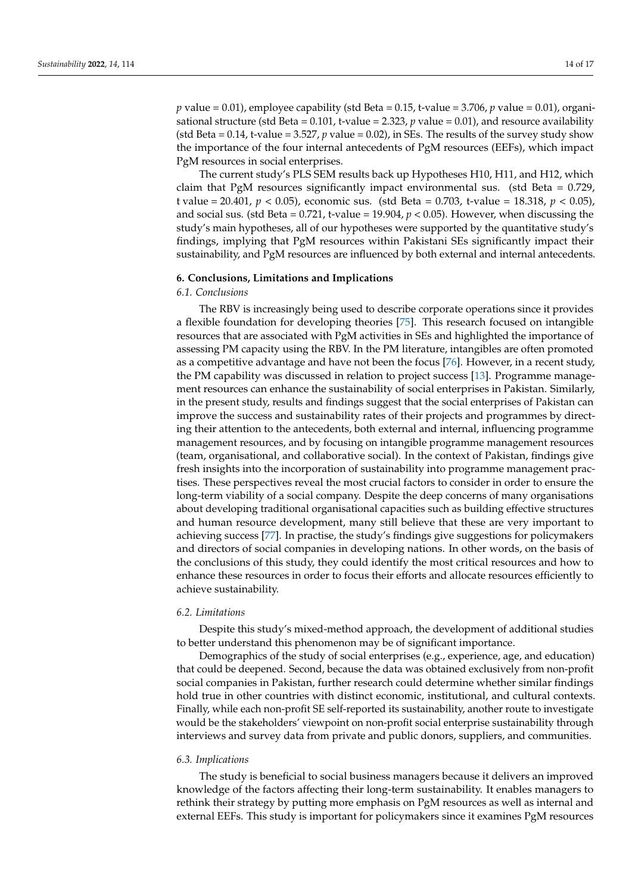$p$ value = 0.01), employee capability (std Beta = 0.15, t-value = 3.706, $p$ value = 0.01), organisational structure (std Beta = 0.101, t-value = 2.323, $p$ value = 0.01), and resource availability (std Beta = 0.14, t-value = 3.527, $p$ value = 0.02), in SEs. The results of the survey study show the importance of the four internal antecedents of PgM resources (EEFs), which impact PgM resources in social enterprises.

The current study's PLS SEM results back up Hypotheses H10, H11, and H12, which claim that PgM resources significantly impact environmental sus. (std Beta = 0.729, t value = 20.401, $p < 0.05$), economic sus. (std Beta = 0.703, t-value = 18.318, $p < 0.05$), and social sus. (std Beta = 0.721, t-value = 19.904, $p < 0.05$). However, when discussing the study's main hypotheses, all of our hypotheses were supported by the quantitative study's findings, implying that PgM resources within Pakistani SEs significantly impact their sustainability, and PgM resources are influenced by both external and internal antecedents.

## 6. Conclusions, Limitations and Implications

### *6.1. Conclusions*

The RBV is increasingly being used to describe corporate operations since it provides a flexible foundation for developing theories [75]. This research focused on intangible resources that are associated with PgM activities in SEs and highlighted the importance of assessing PM capacity using the RBV. In the PM literature, intangibles are often promoted as a competitive advantage and have not been the focus [76]. However, in a recent study, the PM capability was discussed in relation to project success [13]. Programme management resources can enhance the sustainability of social enterprises in Pakistan. Similarly, in the present study, results and findings suggest that the social enterprises of Pakistan can improve the success and sustainability rates of their projects and programmes by directing their attention to the antecedents, both external and internal, influencing programme management resources, and by focusing on intangible programme management resources (team, organisational, and collaborative social). In the context of Pakistan, findings give fresh insights into the incorporation of sustainability into programme management practises. These perspectives reveal the most crucial factors to consider in order to ensure the long-term viability of a social company. Despite the deep concerns of many organisations about developing traditional organisational capacities such as building effective structures and human resource development, many still believe that these are very important to achieving success [77]. In practise, the study's findings give suggestions for policymakers and directors of social companies in developing nations. In other words, on the basis of the conclusions of this study, they could identify the most critical resources and how to enhance these resources in order to focus their efforts and allocate resources efficiently to achieve sustainability.

### *6.2. Limitations*

Despite this study's mixed-method approach, the development of additional studies to better understand this phenomenon may be of significant importance.

Demographics of the study of social enterprises (e.g., experience, age, and education) that could be deepened. Second, because the data was obtained exclusively from non-profit social companies in Pakistan, further research could determine whether similar findings hold true in other countries with distinct economic, institutional, and cultural contexts. Finally, while each non-profit SE self-reported its sustainability, another route to investigate would be the stakeholders' viewpoint on non-profit social enterprise sustainability through interviews and survey data from private and public donors, suppliers, and communities.

### *6.3. Implications*

The study is beneficial to social business managers because it delivers an improved knowledge of the factors affecting their long-term sustainability. It enables managers to rethink their strategy by putting more emphasis on PgM resources as well as internal and external EEFs. This study is important for policymakers since it examines PgM resources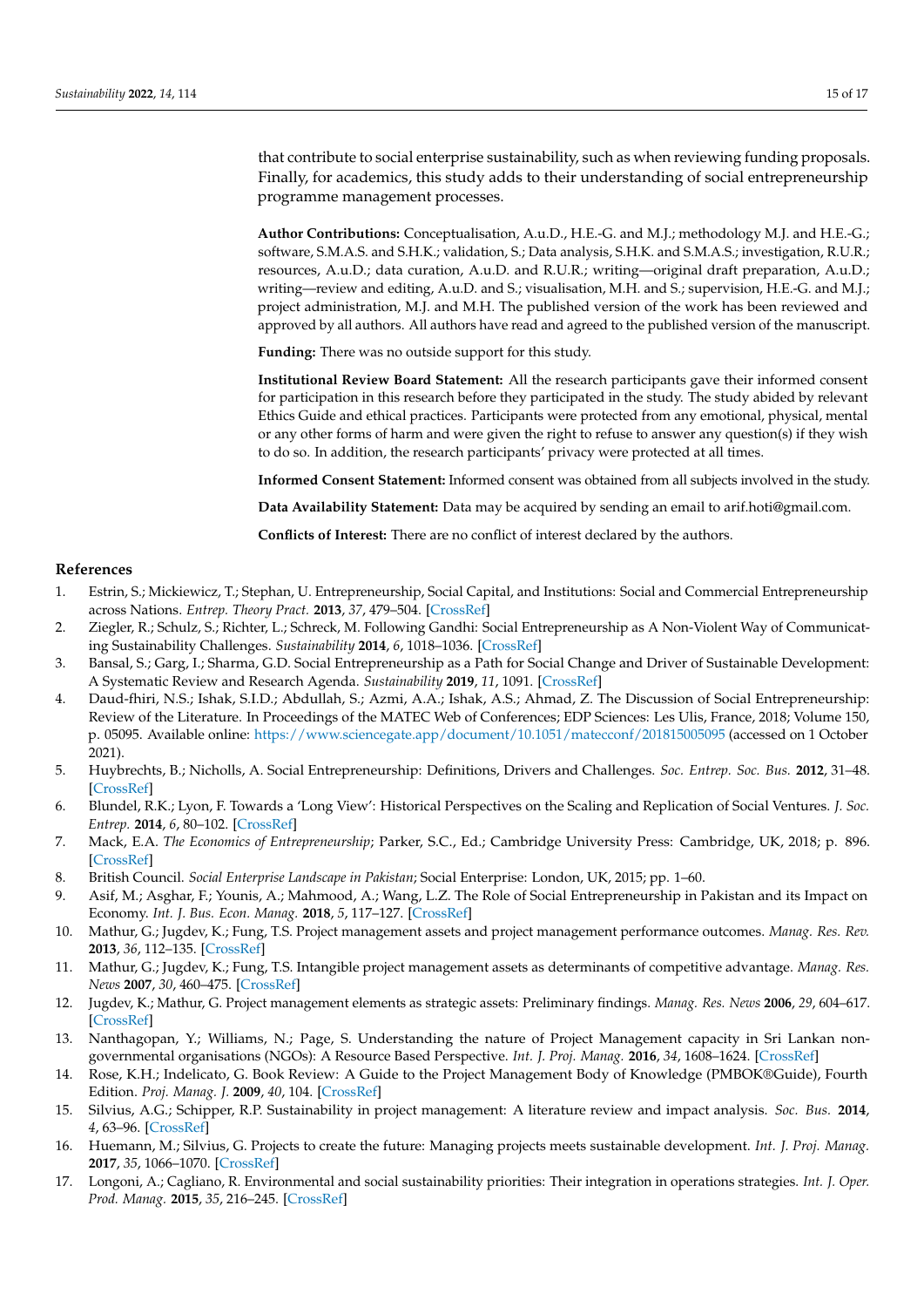that contribute to social enterprise sustainability, such as when reviewing funding proposals. Finally, for academics, this study adds to their understanding of social entrepreneurship programme management processes.

**Author Contributions:** Conceptualisation, A.u.D., H.E.-G. and M.J.; methodology M.J. and H.E.-G.; software, S.M.A.S. and S.H.K.; validation, S.; Data analysis, S.H.K. and S.M.A.S.; investigation, R.U.R.; resources, A.u.D.; data curation, A.u.D. and R.U.R.; writing—original draft preparation, A.u.D.; writing—review and editing, A.u.D. and S.; visualisation, M.H. and S.; supervision, H.E.-G. and M.J.; project administration, M.J. and M.H. The published version of the work has been reviewed and approved by all authors. All authors have read and agreed to the published version of the manuscript.

**Funding:** There was no outside support for this study.

**Institutional Review Board Statement:** All the research participants gave their informed consent for participation in this research before they participated in the study. The study abided by relevant Ethics Guide and ethical practices. Participants were protected from any emotional, physical, mental or any other forms of harm and were given the right to refuse to answer any question(s) if they wish to do so. In addition, the research participants' privacy were protected at all times.

**Informed Consent Statement:** Informed consent was obtained from all subjects involved in the study.

**Data Availability Statement:** Data may be acquired by sending an email to arif.hoti@gmail.com.

**Conflicts of Interest:** There are no conflict of interest declared by the authors.

## References

1. Estrin, S.; Mickiewicz, T.; Stephan, U. Entrepreneurship, Social Capital, and Institutions: Social and Commercial Entrepreneurship across Nations. *Entrep. Theory Pract.* **2013**, *37*, 479–504. [CrossRef]
2. Ziegler, R.; Schulz, S.; Richter, L.; Schreck, M. Following Gandhi: Social Entrepreneurship as A Non-Violent Way of Communicating Sustainability Challenges. *Sustainability* **2014**, *6*, 1018–1036. [CrossRef]
3. Bansal, S.; Garg, I.; Sharma, G.D. Social Entrepreneurship as a Path for Social Change and Driver of Sustainable Development: A Systematic Review and Research Agenda. *Sustainability* **2019**, *11*, 1091. [CrossRef]
4. Daud-fhiri, N.S.; Ishak, S.I.D.; Abdullah, S.; Azmi, A.A.; Ishak, A.S.; Ahmad, Z. The Discussion of Social Entrepreneurship: Review of the Literature. In Proceedings of the MATEC Web of Conferences; EDP Sciences: Les Ulis, France, 2018; Volume 150, p. 05095. Available online: https://www.sciencegate.app/document/10.1051/matecconf/201815005095 (accessed on 1 October 2021).
5. Huybrechts, B.; Nicholls, A. Social Entrepreneurship: Definitions, Drivers and Challenges. *Soc. Entrep. Soc. Bus.* **2012**, 31–48. [CrossRef]
6. Blundel, R.K.; Lyon, F. Towards a 'Long View': Historical Perspectives on the Scaling and Replication of Social Ventures. *J. Soc. Entrep.* **2014**, *6*, 80–102. [CrossRef]
7. Mack, E.A. *The Economics of Entrepreneurship*; Parker, S.C., Ed.; Cambridge University Press: Cambridge, UK, 2018; p. 896. [CrossRef]
8. British Council. *Social Enterprise Landscape in Pakistan*; Social Enterprise: London, UK, 2015; pp. 1–60.
9. Asif, M.; Asghar, F.; Younis, A.; Mahmood, A.; Wang, L.Z. The Role of Social Entrepreneurship in Pakistan and its Impact on Economy. *Int. J. Bus. Econ. Manag.* **2018**, *5*, 117–127. [CrossRef]
10. Mathur, G.; Jugdev, K.; Fung, T.S. Project management assets and project management performance outcomes. *Manag. Res. Rev.* **2013**, *36*, 112–135. [CrossRef]
11. Mathur, G.; Jugdev, K.; Fung, T.S. Intangible project management assets as determinants of competitive advantage. *Manag. Res. News* **2007**, *30*, 460–475. [CrossRef]
12. Jugdev, K.; Mathur, G. Project management elements as strategic assets: Preliminary findings. *Manag. Res. News* **2006**, *29*, 604–617. [CrossRef]
13. Nanthagopan, Y.; Williams, N.; Page, S. Understanding the nature of Project Management capacity in Sri Lankan non-governmental organisations (NGOs): A Resource Based Perspective. *Int. J. Proj. Manag.* **2016**, *34*, 1608–1624. [CrossRef]
14. Rose, K.H.; Indelicato, G. Book Review: A Guide to the Project Management Body of Knowledge (PMBOK®Guide), Fourth Edition. *Proj. Manag. J.* **2009**, *40*, 104. [CrossRef]
15. Silvius, A.G.; Schipper, R.P. Sustainability in project management: A literature review and impact analysis. *Soc. Bus.* **2014**, *4*, 63–96. [CrossRef]
16. Huemann, M.; Silvius, G. Projects to create the future: Managing projects meets sustainable development. *Int. J. Proj. Manag.* **2017**, *35*, 1066–1070. [CrossRef]
17. Longoni, A.; Cagliano, R. Environmental and social sustainability priorities: Their integration in operations strategies. *Int. J. Oper. Prod. Manag.* **2015**, *35*, 216–245. [CrossRef]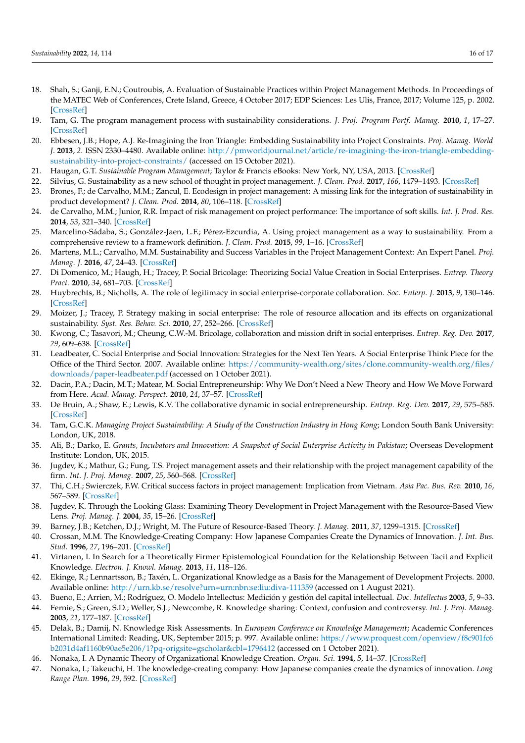18. Shah, S.; Ganji, E.N.; Coutroubis, A. Evaluation of Sustainable Practices within Project Management Methods. In Proceedings of the MATEC Web of Conferences, Crete Island, Greece, 4 October 2017; EDP Sciences: Les Ulis, France, 2017; Volume 125, p. 2002. [CrossRef]
19. Tam, G. The program management process with sustainability considerations. *J. Proj. Program Portf. Manag.* **2010**, *1*, 17–27. [CrossRef]
20. Ebbesen, J.B.; Hope, A.J. Re-Imagining the Iron Triangle: Embedding Sustainability into Project Constraints. *Proj. Manag. World J.* **2013**, *2*. ISSN 2330–4480. Available online: http://pmworldjournal.net/article/re-imagining-the-iron-triangle-embedding-sustainability-into-project-constraints/ (accessed on 15 October 2021).
21. Haugan, G.T. *Sustainable Program Management*; Taylor & Francis eBooks: New York, NY, USA, 2013. [CrossRef]
22. Silvius, G. Sustainability as a new school of thought in project management. *J. Clean. Prod.* **2017**, *166*, 1479–1493. [CrossRef]
23. Brones, F.; de Carvalho, M.M.; Zancul, E. Ecodesign in project management: A missing link for the integration of sustainability in product development? *J. Clean. Prod.* **2014**, *80*, 106–118. [CrossRef]
24. de Carvalho, M.M.; Junior, R.R. Impact of risk management on project performance: The importance of soft skills. *Int. J. Prod. Res.* **2014**, *53*, 321–340. [CrossRef]
25. Marcelino-Sádaba, S.; González-Jaen, L.F.; Pérez-Ezcurdia, A. Using project management as a way to sustainability. From a comprehensive review to a framework definition. *J. Clean. Prod.* **2015**, *99*, 1–16. [CrossRef]
26. Martens, M.L.; Carvalho, M.M. Sustainability and Success Variables in the Project Management Context: An Expert Panel. *Proj. Manag. J.* **2016**, *47*, 24–43. [CrossRef]
27. Di Domenico, M.; Haugh, H.; Tracey, P. Social Bricolage: Theorizing Social Value Creation in Social Enterprises. *Entrep. Theory Pract.* **2010**, *34*, 681–703. [CrossRef]
28. Huybrechts, B.; Nicholls, A. The role of legitimacy in social enterprise-corporate collaboration. *Soc. Enterp. J.* **2013**, *9*, 130–146. [CrossRef]
29. Moizer, J.; Tracey, P. Strategy making in social enterprise: The role of resource allocation and its effects on organizational sustainability. *Syst. Res. Behav. Sci.* **2010**, *27*, 252–266. [CrossRef]
30. Kwong, C.; Tasavori, M.; Cheung, C.W.-M. Bricolage, collaboration and mission drift in social enterprises. *Entrep. Reg. Dev.* **2017**, *29*, 609–638. [CrossRef]
31. Leadbeater, C. Social Enterprise and Social Innovation: Strategies for the Next Ten Years. A Social Enterprise Think Piece for the Office of the Third Sector. 2007. Available online: https://community-wealth.org/sites/clone.community-wealth.org/files/downloads/paper-leadbeater.pdf (accessed on 1 October 2021).
32. Dacin, P.A.; Dacin, M.T.; Matear, M. Social Entrepreneurship: Why We Don't Need a New Theory and How We Move Forward from Here. *Acad. Manag. Perspect.* **2010**, *24*, 37–57. [CrossRef]
33. De Bruin, A.; Shaw, E.; Lewis, K.V. The collaborative dynamic in social entrepreneurship. *Entrep. Reg. Dev.* **2017**, *29*, 575–585. [CrossRef]
34. Tam, G.C.K. *Managing Project Sustainability: A Study of the Construction Industry in Hong Kong*; London South Bank University: London, UK, 2018.
35. Ali, B.; Darko, E. *Grants, Incubators and Innovation: A Snapshot of Social Enterprise Activity in Pakistan*; Overseas Development Institute: London, UK, 2015.
36. Jugdev, K.; Mathur, G.; Fung, T.S. Project management assets and their relationship with the project management capability of the firm. *Int. J. Proj. Manag.* **2007**, *25*, 560–568. [CrossRef]
37. Thi, C.H.; Swierczek, F.W. Critical success factors in project management: Implication from Vietnam. *Asia Pac. Bus. Rev.* **2010**, *16*, 567–589. [CrossRef]
38. Jugdev, K. Through the Looking Glass: Examining Theory Development in Project Management with the Resource-Based View Lens. *Proj. Manag. J.* **2004**, *35*, 15–26. [CrossRef]
39. Barney, J.B.; Ketchen, D.J.; Wright, M. The Future of Resource-Based Theory. *J. Manag.* **2011**, *37*, 1299–1315. [CrossRef]
40. Crossan, M.M. The Knowledge-Creating Company: How Japanese Companies Create the Dynamics of Innovation. *J. Int. Bus. Stud.* **1996**, *27*, 196–201. [CrossRef]
41. Virtanen, I. In Search for a Theoretically Firmer Epistemological Foundation for the Relationship Between Tacit and Explicit Knowledge. *Electron. J. Knowl. Manag.* **2013**, *11*, 118–126.
42. Ekinge, R.; Lennartsson, B.; Taxén, L. Organizational Knowledge as a Basis for the Management of Development Projects. 2000. Available online: http://urn.kb.se/resolve?urn=urn:nbn:se:liu:diva-111359 (accessed on 1 August 2021).
43. Bueno, E.; Arrien, M.; Rodríguez, O. Modelo Intellectus: Medición y gestión del capital intellectual. *Doc. Intellectus* **2003**, *5*, 9–33.
44. Fernie, S.; Green, S.D.; Weller, S.J.; Newcombe, R. Knowledge sharing: Context, confusion and controversy. *Int. J. Proj. Manag.* **2003**, *21*, 177–187. [CrossRef]
45. Delak, B.; Damij, N. Knowledge Risk Assessments. In *European Conference on Knowledge Management*; Academic Conferences International Limited: Reading, UK, September 2015; p. 997. Available online: https://www.proquest.com/openview/f8c901fc6b2031d4af1160b90ae5e206/1?pq-origsite=gscholar&cbl=1796412 (accessed on 1 October 2021).
46. Nonaka, I. A Dynamic Theory of Organizational Knowledge Creation. *Organ. Sci.* **1994**, *5*, 14–37. [CrossRef]
47. Nonaka, I.; Takeuchi, H. The knowledge-creating company: How Japanese companies create the dynamics of innovation. *Long Range Plan.* **1996**, *29*, 592. [CrossRef]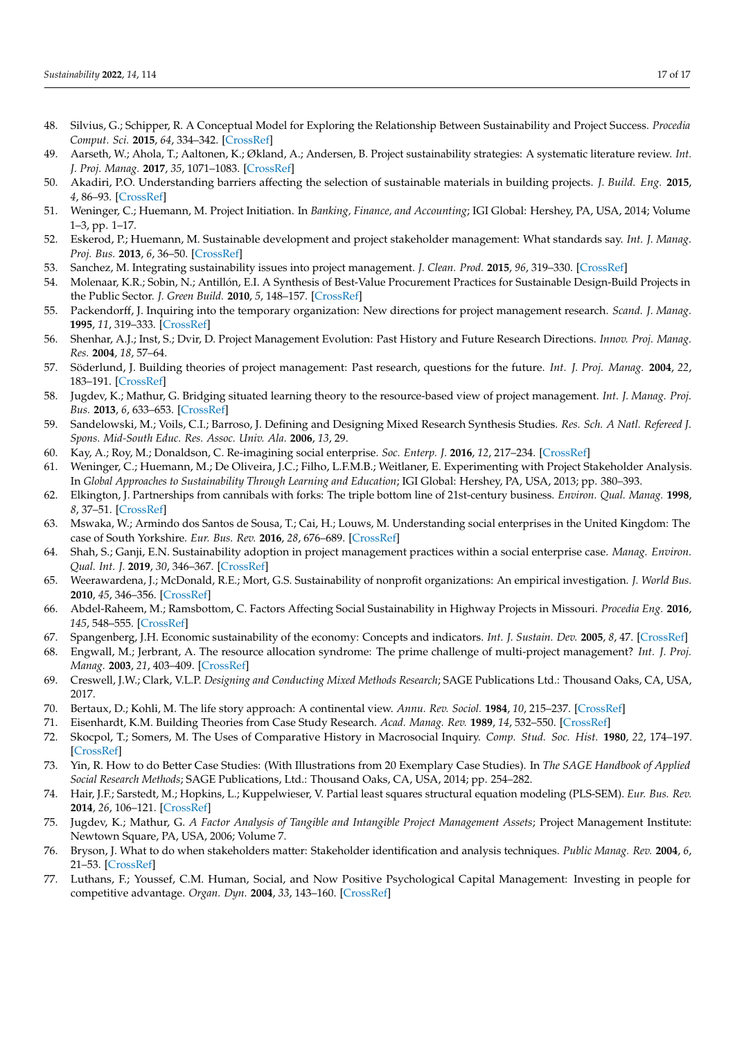48. Silvius, G.; Schipper, R. A Conceptual Model for Exploring the Relationship Between Sustainability and Project Success. *Procedia Comput. Sci.* **2015**, *64*, 334–342. [CrossRef]
49. Aarseth, W.; Ahola, T.; Aaltonen, K.; Økland, A.; Andersen, B. Project sustainability strategies: A systematic literature review. *Int. J. Proj. Manag.* **2017**, *35*, 1071–1083. [CrossRef]
50. Akadiri, P.O. Understanding barriers affecting the selection of sustainable materials in building projects. *J. Build. Eng.* **2015**, *4*, 86–93. [CrossRef]
51. Weninger, C.; Huemann, M. Project Initiation. In *Banking, Finance, and Accounting*; IGI Global: Hershey, PA, USA, 2014; Volume 1–3, pp. 1–17.
52. Eskerod, P.; Huemann, M. Sustainable development and project stakeholder management: What standards say. *Int. J. Manag. Proj. Bus.* **2013**, *6*, 36–50. [CrossRef]
53. Sanchez, M. Integrating sustainability issues into project management. *J. Clean. Prod.* **2015**, *96*, 319–330. [CrossRef]
54. Molenaar, K.R.; Sobin, N.; Antillón, E.I. A Synthesis of Best-Value Procurement Practices for Sustainable Design-Build Projects in the Public Sector. *J. Green Build.* **2010**, *5*, 148–157. [CrossRef]
55. Packendorff, J. Inquiring into the temporary organization: New directions for project management research. *Scand. J. Manag.* **1995**, *11*, 319–333. [CrossRef]
56. Shenhar, A.J.; Inst, S.; Dvir, D. Project Management Evolution: Past History and Future Research Directions. *Innov. Proj. Manag. Res.* **2004**, *18*, 57–64.
57. Söderlund, J. Building theories of project management: Past research, questions for the future. *Int. J. Proj. Manag.* **2004**, *22*, 183–191. [CrossRef]
58. Jugdev, K.; Mathur, G. Bridging situated learning theory to the resource-based view of project management. *Int. J. Manag. Proj. Bus.* **2013**, *6*, 633–653. [CrossRef]
59. Sandelowski, M.; Voils, C.I.; Barroso, J. Defining and Designing Mixed Research Synthesis Studies. *Res. Sch. A Natl. Refereed J. Spons. Mid-South Educ. Res. Assoc. Univ. Ala.* **2006**, *13*, 29.
60. Kay, A.; Roy, M.; Donaldson, C. Re-imagining social enterprise. *Soc. Enterp. J.* **2016**, *12*, 217–234. [CrossRef]
61. Weninger, C.; Huemann, M.; De Oliveira, J.C.; Filho, L.F.M.B.; Weitlaner, E. Experimenting with Project Stakeholder Analysis. In *Global Approaches to Sustainability Through Learning and Education*; IGI Global: Hershey, PA, USA, 2013; pp. 380–393.
62. Elkington, J. Partnerships from cannibals with forks: The triple bottom line of 21st-century business. *Environ. Qual. Manag.* **1998**, *8*, 37–51. [CrossRef]
63. Mswaka, W.; Armindo dos Santos de Sousa, T.; Cai, H.; Louws, M. Understanding social enterprises in the United Kingdom: The case of South Yorkshire. *Eur. Bus. Rev.* **2016**, *28*, 676–689. [CrossRef]
64. Shah, S.; Ganji, E.N. Sustainability adoption in project management practices within a social enterprise case. *Manag. Environ. Qual. Int. J.* **2019**, *30*, 346–367. [CrossRef]
65. Weerawardena, J.; McDonald, R.E.; Mort, G.S. Sustainability of nonprofit organizations: An empirical investigation. *J. World Bus.* **2010**, *45*, 346–356. [CrossRef]
66. Abdel-Raheem, M.; Ramsbottom, C. Factors Affecting Social Sustainability in Highway Projects in Missouri. *Procedia Eng.* **2016**, *145*, 548–555. [CrossRef]
67. Spangenberg, J.H. Economic sustainability of the economy: Concepts and indicators. *Int. J. Sustain. Dev.* **2005**, *8*, 47. [CrossRef]
68. Engwall, M.; Jerbrant, A. The resource allocation syndrome: The prime challenge of multi-project management? *Int. J. Proj. Manag.* **2003**, *21*, 403–409. [CrossRef]
69. Creswell, J.W.; Clark, V.L.P. *Designing and Conducting Mixed Methods Research*; SAGE Publications Ltd.: Thousand Oaks, CA, USA, 2017.
70. Bertaux, D.; Kohli, M. The life story approach: A continental view. *Annu. Rev. Sociol.* **1984**, *10*, 215–237. [CrossRef]
71. Eisenhardt, K.M. Building Theories from Case Study Research. *Acad. Manag. Rev.* **1989**, *14*, 532–550. [CrossRef]
72. Skocpol, T.; Somers, M. The Uses of Comparative History in Macrosocial Inquiry. *Comp. Stud. Soc. Hist.* **1980**, *22*, 174–197. [CrossRef]
73. Yin, R. How to do Better Case Studies: (With Illustrations from 20 Exemplary Case Studies). In *The SAGE Handbook of Applied Social Research Methods*; SAGE Publications, Ltd.: Thousand Oaks, CA, USA, 2014; pp. 254–282.
74. Hair, J.F.; Sarstedt, M.; Hopkins, L.; Kuppelwieser, V. Partial least squares structural equation modeling (PLS-SEM). *Eur. Bus. Rev.* **2014**, *26*, 106–121. [CrossRef]
75. Jugdev, K.; Mathur, G. *A Factor Analysis of Tangible and Intangible Project Management Assets*; Project Management Institute: Newtown Square, PA, USA, 2006; Volume 7.
76. Bryson, J. What to do when stakeholders matter: Stakeholder identification and analysis techniques. *Public Manag. Rev.* **2004**, *6*, 21–53. [CrossRef]
77. Luthans, F.; Youssef, C.M. Human, Social, and Now Positive Psychological Capital Management: Investing in people for competitive advantage. *Organ. Dyn.* **2004**, *33*, 143–160. [CrossRef]